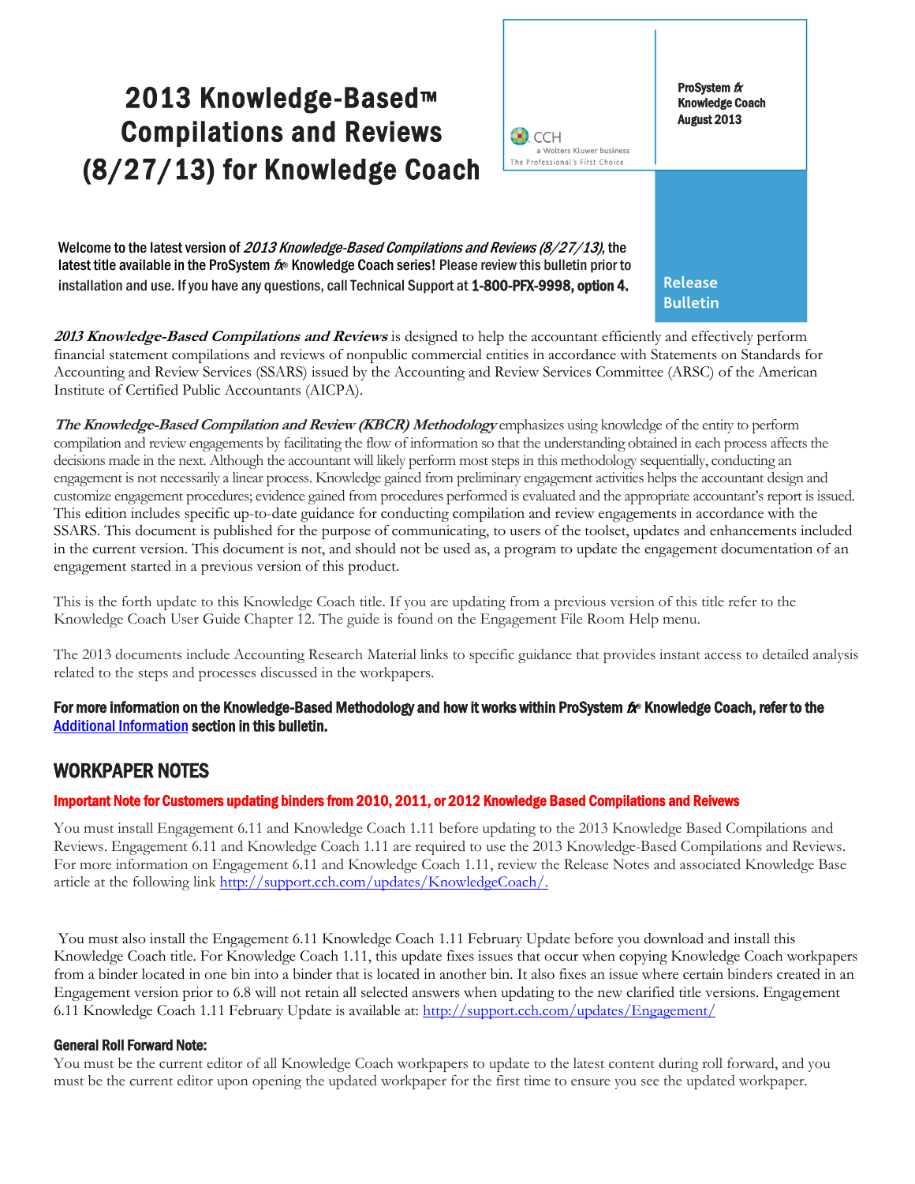# 2013 Knowledge-Based™ Compilations and Reviews (8/27/13) for Knowledge Coach

CCH
a Wolters Kluwer business
The Professional's First Choice

ProSystem *fx*
Knowledge Coach
August 2013

Release Bulletin

Welcome to the latest version of *2013 Knowledge-Based Compilations and Reviews (8/27/13)*, the latest title available in the ProSystem *fx*® Knowledge Coach series! Please review this bulletin prior to installation and use. If you have any questions, call Technical Support at **1-800-PFX-9998, option 4.**

***2013 Knowledge-Based Compilations and Reviews*** is designed to help the accountant efficiently and effectively perform financial statement compilations and reviews of nonpublic commercial entities in accordance with Statements on Standards for Accounting and Review Services (SSARS) issued by the Accounting and Review Services Committee (ARSC) of the American Institute of Certified Public Accountants (AICPA).

***The Knowledge-Based Compilation and Review (KBCR) Methodology*** emphasizes using knowledge of the entity to perform compilation and review engagements by facilitating the flow of information so that the understanding obtained in each process affects the decisions made in the next. Although the accountant will likely perform most steps in this methodology sequentially, conducting an engagement is not necessarily a linear process. Knowledge gained from preliminary engagement activities helps the accountant design and customize engagement procedures; evidence gained from procedures performed is evaluated and the appropriate accountant's report is issued. This edition includes specific up-to-date guidance for conducting compilation and review engagements in accordance with the SSARS. This document is published for the purpose of communicating, to users of the toolset, updates and enhancements included in the current version. This document is not, and should not be used as, a program to update the engagement documentation of an engagement started in a previous version of this product.

This is the forth update to this Knowledge Coach title. If you are updating from a previous version of this title refer to the Knowledge Coach User Guide Chapter 12. The guide is found on the Engagement File Room Help menu.

The 2013 documents include Accounting Research Material links to specific guidance that provides instant access to detailed analysis related to the steps and processes discussed in the workpapers.

**For more information on the Knowledge-Based Methodology and how it works within ProSystem *fx*® Knowledge Coach, refer to the [Additional Information](#) section in this bulletin.**

## WORKPAPER NOTES

### Important Note for Customers updating binders from 2010, 2011, or 2012 Knowledge Based Compilations and Reivews

You must install Engagement 6.11 and Knowledge Coach 1.11 before updating to the 2013 Knowledge Based Compilations and Reviews. Engagement 6.11 and Knowledge Coach 1.11 are required to use the 2013 Knowledge-Based Compilations and Reviews. For more information on Engagement 6.11 and Knowledge Coach 1.11, review the Release Notes and associated Knowledge Base article at the following link http://support.cch.com/updates/KnowledgeCoach/.

You must also install the Engagement 6.11 Knowledge Coach 1.11 February Update before you download and install this Knowledge Coach title. For Knowledge Coach 1.11, this update fixes issues that occur when copying Knowledge Coach workpapers from a binder located in one bin into a binder that is located in another bin. It also fixes an issue where certain binders created in an Engagement version prior to 6.8 will not retain all selected answers when updating to the new clarified title versions. Engagement 6.11 Knowledge Coach 1.11 February Update is available at: http://support.cch.com/updates/Engagement/

### General Roll Forward Note:

You must be the current editor of all Knowledge Coach workpapers to update to the latest content during roll forward, and you must be the current editor upon opening the updated workpaper for the first time to ensure you see the updated workpaper.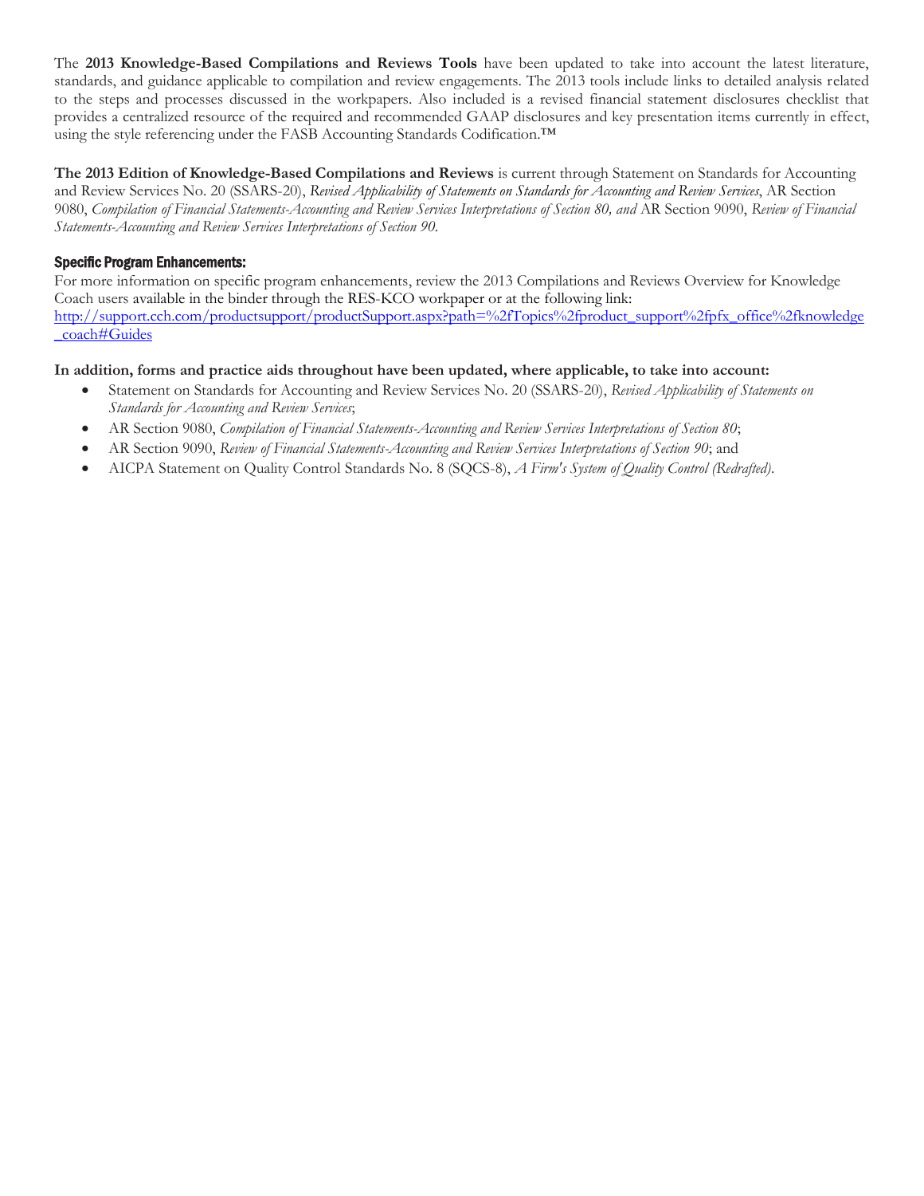The **2013 Knowledge-Based Compilations and Reviews Tools** have been updated to take into account the latest literature, standards, and guidance applicable to compilation and review engagements. The 2013 tools include links to detailed analysis related to the steps and processes discussed in the workpapers. Also included is a revised financial statement disclosures checklist that provides a centralized resource of the required and recommended GAAP disclosures and key presentation items currently in effect, using the style referencing under the FASB Accounting Standards Codification.™

**The 2013 Edition of Knowledge-Based Compilations and Reviews** is current through Statement on Standards for Accounting and Review Services No. 20 (SSARS-20), *Revised Applicability of Statements on Standards for Accounting and Review Services*, AR Section 9080, *Compilation of Financial Statements-Accounting and Review Services Interpretations of Section 80, and* AR Section 9090, *Review of Financial Statements-Accounting and Review Services Interpretations of Section 90.*

### Specific Program Enhancements:

For more information on specific program enhancements, review the 2013 Compilations and Reviews Overview for Knowledge Coach users available in the binder through the RES-KCO workpaper or at the following link: http://support.cch.com/productsupport/productSupport.aspx?path=%2fTopics%2fproduct_support%2fpfx_office%2fknowledge_coach#Guides

**In addition, forms and practice aids throughout have been updated, where applicable, to take into account:**

- Statement on Standards for Accounting and Review Services No. 20 (SSARS-20), *Revised Applicability of Statements on Standards for Accounting and Review Services*;
- AR Section 9080, *Compilation of Financial Statements-Accounting and Review Services Interpretations of Section 80*;
- AR Section 9090, *Review of Financial Statements-Accounting and Review Services Interpretations of Section 90*; and
- AICPA Statement on Quality Control Standards No. 8 (SQCS-8), *A Firm's System of Quality Control (Redrafted)*.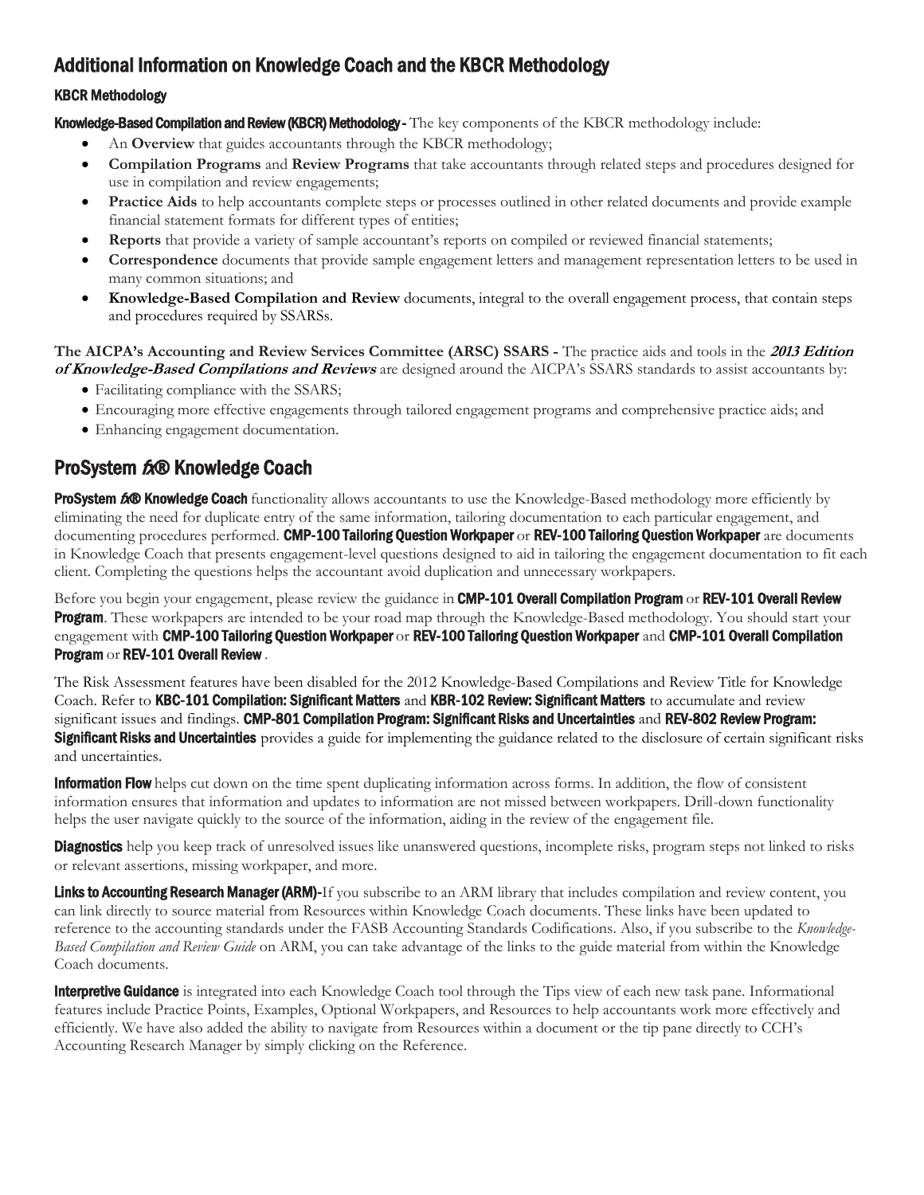## Additional Information on Knowledge Coach and the KBCR Methodology

### KBCR Methodology

**Knowledge-Based Compilation and Review (KBCR) Methodology -** The key components of the KBCR methodology include:

- An **Overview** that guides accountants through the KBCR methodology;
- **Compilation Programs** and **Review Programs** that take accountants through related steps and procedures designed for use in compilation and review engagements;
- **Practice Aids** to help accountants complete steps or processes outlined in other related documents and provide example financial statement formats for different types of entities;
- **Reports** that provide a variety of sample accountant's reports on compiled or reviewed financial statements;
- **Correspondence** documents that provide sample engagement letters and management representation letters to be used in many common situations; and
- **Knowledge-Based Compilation and Review** documents, integral to the overall engagement process, that contain steps and procedures required by SSARSs.

**The AICPA's Accounting and Review Services Committee (ARSC) SSARS -** The practice aids and tools in the ***2013 Edition of Knowledge-Based Compilations and Reviews*** are designed around the AICPA's SSARS standards to assist accountants by:

- Facilitating compliance with the SSARS;
- Encouraging more effective engagements through tailored engagement programs and comprehensive practice aids; and
- Enhancing engagement documentation.

## ProSystem *fx*® Knowledge Coach

**ProSystem *fx*® Knowledge Coach** functionality allows accountants to use the Knowledge-Based methodology more efficiently by eliminating the need for duplicate entry of the same information, tailoring documentation to each particular engagement, and documenting procedures performed. **CMP-100 Tailoring Question Workpaper** or **REV-100 Tailoring Question Workpaper** are documents in Knowledge Coach that presents engagement-level questions designed to aid in tailoring the engagement documentation to fit each client. Completing the questions helps the accountant avoid duplication and unnecessary workpapers.

Before you begin your engagement, please review the guidance in **CMP-101 Overall Compilation Program** or **REV-101 Overall Review Program**. These workpapers are intended to be your road map through the Knowledge-Based methodology. You should start your engagement with **CMP-100 Tailoring Question Workpaper** or **REV-100 Tailoring Question Workpaper** and **CMP-101 Overall Compilation Program** or **REV-101 Overall Review** .

The Risk Assessment features have been disabled for the 2012 Knowledge-Based Compilations and Review Title for Knowledge Coach. Refer to **KBC-101 Compilation: Significant Matters** and **KBR-102 Review: Significant Matters** to accumulate and review significant issues and findings. **CMP-801 Compilation Program: Significant Risks and Uncertainties** and **REV-802 Review Program: Significant Risks and Uncertainties** provides a guide for implementing the guidance related to the disclosure of certain significant risks and uncertainties.

**Information Flow** helps cut down on the time spent duplicating information across forms. In addition, the flow of consistent information ensures that information and updates to information are not missed between workpapers. Drill-down functionality helps the user navigate quickly to the source of the information, aiding in the review of the engagement file.

**Diagnostics** help you keep track of unresolved issues like unanswered questions, incomplete risks, program steps not linked to risks or relevant assertions, missing workpaper, and more.

**Links to Accounting Research Manager (ARM)-**If you subscribe to an ARM library that includes compilation and review content, you can link directly to source material from Resources within Knowledge Coach documents. These links have been updated to reference to the accounting standards under the FASB Accounting Standards Codifications. Also, if you subscribe to the *Knowledge-Based Compilation and Review Guide* on ARM, you can take advantage of the links to the guide material from within the Knowledge Coach documents.

**Interpretive Guidance** is integrated into each Knowledge Coach tool through the Tips view of each new task pane. Informational features include Practice Points, Examples, Optional Workpapers, and Resources to help accountants work more effectively and efficiently. We have also added the ability to navigate from Resources within a document or the tip pane directly to CCH's Accounting Research Manager by simply clicking on the Reference.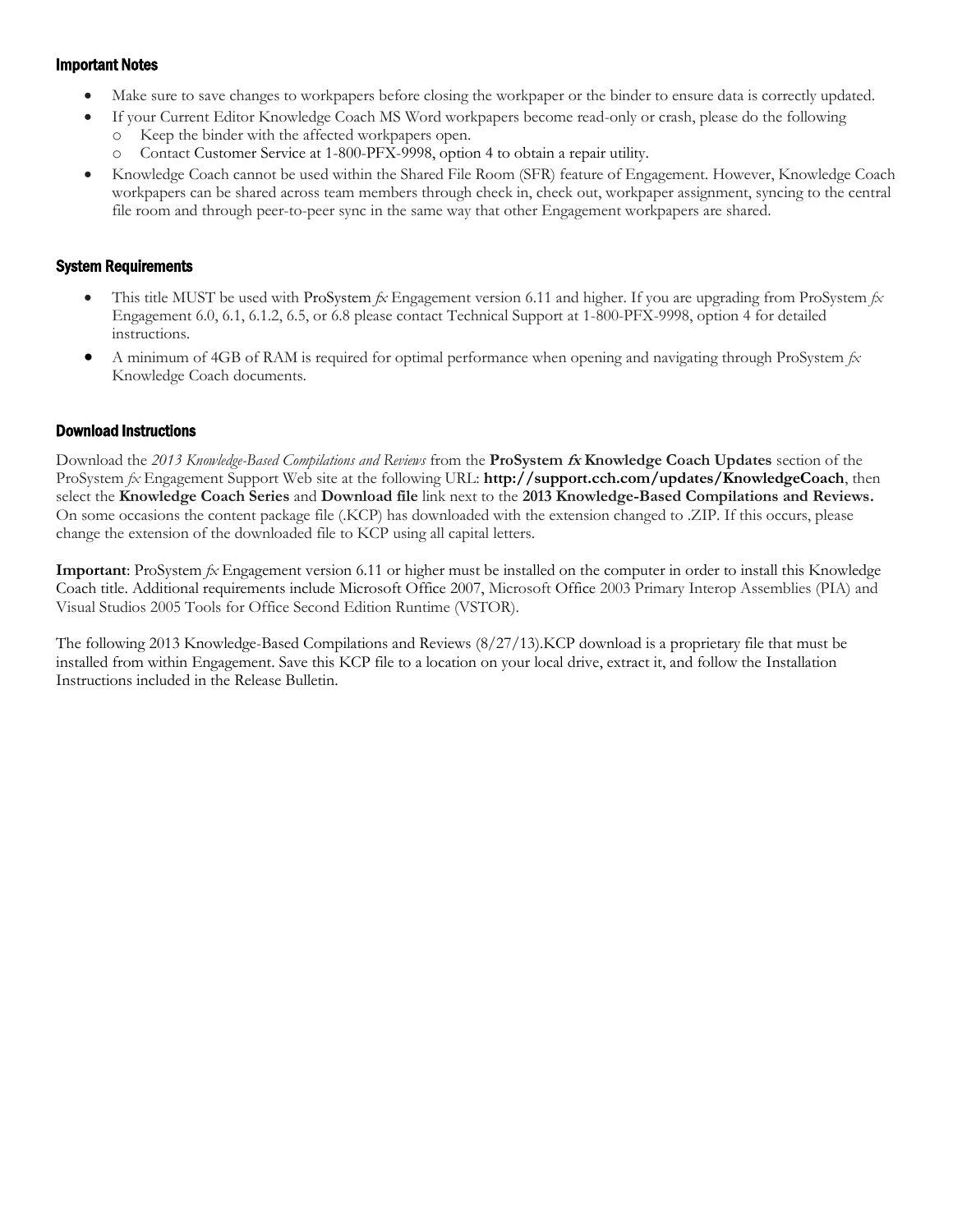### Important Notes

- Make sure to save changes to workpapers before closing the workpaper or the binder to ensure data is correctly updated.
- If your Current Editor Knowledge Coach MS Word workpapers become read-only or crash, please do the following
  - Keep the binder with the affected workpapers open.
  - Contact Customer Service at 1-800-PFX-9998, option 4 to obtain a repair utility.
- Knowledge Coach cannot be used within the Shared File Room (SFR) feature of Engagement. However, Knowledge Coach workpapers can be shared across team members through check in, check out, workpaper assignment, syncing to the central file room and through peer-to-peer sync in the same way that other Engagement workpapers are shared.

### System Requirements

- This title MUST be used with ProSystem *fx* Engagement version 6.11 and higher. If you are upgrading from ProSystem *fx* Engagement 6.0, 6.1, 6.1.2, 6.5, or 6.8 please contact Technical Support at 1-800-PFX-9998, option 4 for detailed instructions.
- A minimum of 4GB of RAM is required for optimal performance when opening and navigating through ProSystem *fx* Knowledge Coach documents.

### Download Instructions

Download the *2013 Knowledge-Based Compilations and Reviews* from the **ProSystem *fx* Knowledge Coach Updates** section of the ProSystem *fx* Engagement Support Web site at the following URL: **http://support.cch.com/updates/KnowledgeCoach**, then select the **Knowledge Coach Series** and **Download file** link next to the **2013 Knowledge-Based Compilations and Reviews.** On some occasions the content package file (.KCP) has downloaded with the extension changed to .ZIP. If this occurs, please change the extension of the downloaded file to KCP using all capital letters.

**Important**: ProSystem *fx* Engagement version 6.11 or higher must be installed on the computer in order to install this Knowledge Coach title. Additional requirements include Microsoft Office 2007, Microsoft Office 2003 Primary Interop Assemblies (PIA) and Visual Studios 2005 Tools for Office Second Edition Runtime (VSTOR).

The following 2013 Knowledge-Based Compilations and Reviews (8/27/13).KCP download is a proprietary file that must be installed from within Engagement. Save this KCP file to a location on your local drive, extract it, and follow the Installation Instructions included in the Release Bulletin.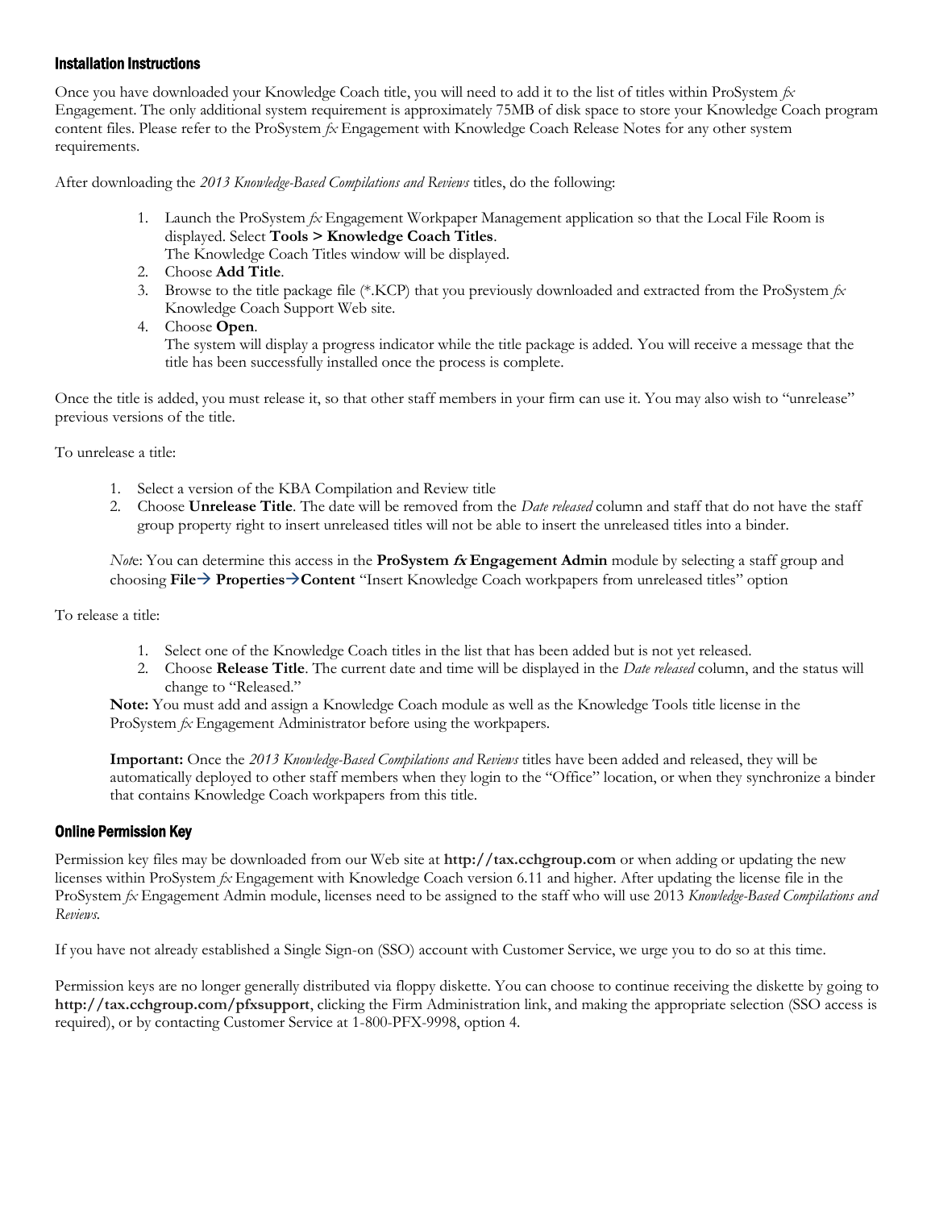## Installation Instructions

Once you have downloaded your Knowledge Coach title, you will need to add it to the list of titles within ProSystem *fx* Engagement. The only additional system requirement is approximately 75MB of disk space to store your Knowledge Coach program content files. Please refer to the ProSystem *fx* Engagement with Knowledge Coach Release Notes for any other system requirements.

After downloading the *2013 Knowledge-Based Compilations and Reviews* titles, do the following:

1. Launch the ProSystem *fx* Engagement Workpaper Management application so that the Local File Room is displayed. Select **Tools > Knowledge Coach Titles**.
   The Knowledge Coach Titles window will be displayed.
2. Choose **Add Title**.
3. Browse to the title package file (*.KCP) that you previously downloaded and extracted from the ProSystem *fx* Knowledge Coach Support Web site.
4. Choose **Open**.
   The system will display a progress indicator while the title package is added. You will receive a message that the title has been successfully installed once the process is complete.

Once the title is added, you must release it, so that other staff members in your firm can use it. You may also wish to "unrelease" previous versions of the title.

To unrelease a title:

1. Select a version of the KBA Compilation and Review title
2. Choose **Unrelease Title**. The date will be removed from the *Date released* column and staff that do not have the staff group property right to insert unreleased titles will not be able to insert the unreleased titles into a binder.

*Note*: You can determine this access in the **ProSystem *fx* Engagement Admin** module by selecting a staff group and choosing **File→ Properties→Content** "Insert Knowledge Coach workpapers from unreleased titles" option

To release a title:

1. Select one of the Knowledge Coach titles in the list that has been added but is not yet released.
2. Choose **Release Title**. The current date and time will be displayed in the *Date released* column, and the status will change to "Released."

**Note:** You must add and assign a Knowledge Coach module as well as the Knowledge Tools title license in the ProSystem *fx* Engagement Administrator before using the workpapers.

**Important:** Once the *2013 Knowledge-Based Compilations and Reviews* titles have been added and released, they will be automatically deployed to other staff members when they login to the "Office" location, or when they synchronize a binder that contains Knowledge Coach workpapers from this title.

## Online Permission Key

Permission key files may be downloaded from our Web site at **http://tax.cchgroup.com** or when adding or updating the new licenses within ProSystem *fx* Engagement with Knowledge Coach version 6.11 and higher. After updating the license file in the ProSystem *fx* Engagement Admin module, licenses need to be assigned to the staff who will use 2013 *Knowledge-Based Compilations and Reviews*.

If you have not already established a Single Sign-on (SSO) account with Customer Service, we urge you to do so at this time.

Permission keys are no longer generally distributed via floppy diskette. You can choose to continue receiving the diskette by going to **http://tax.cchgroup.com/pfxsupport**, clicking the Firm Administration link, and making the appropriate selection (SSO access is required), or by contacting Customer Service at 1-800-PFX-9998, option 4.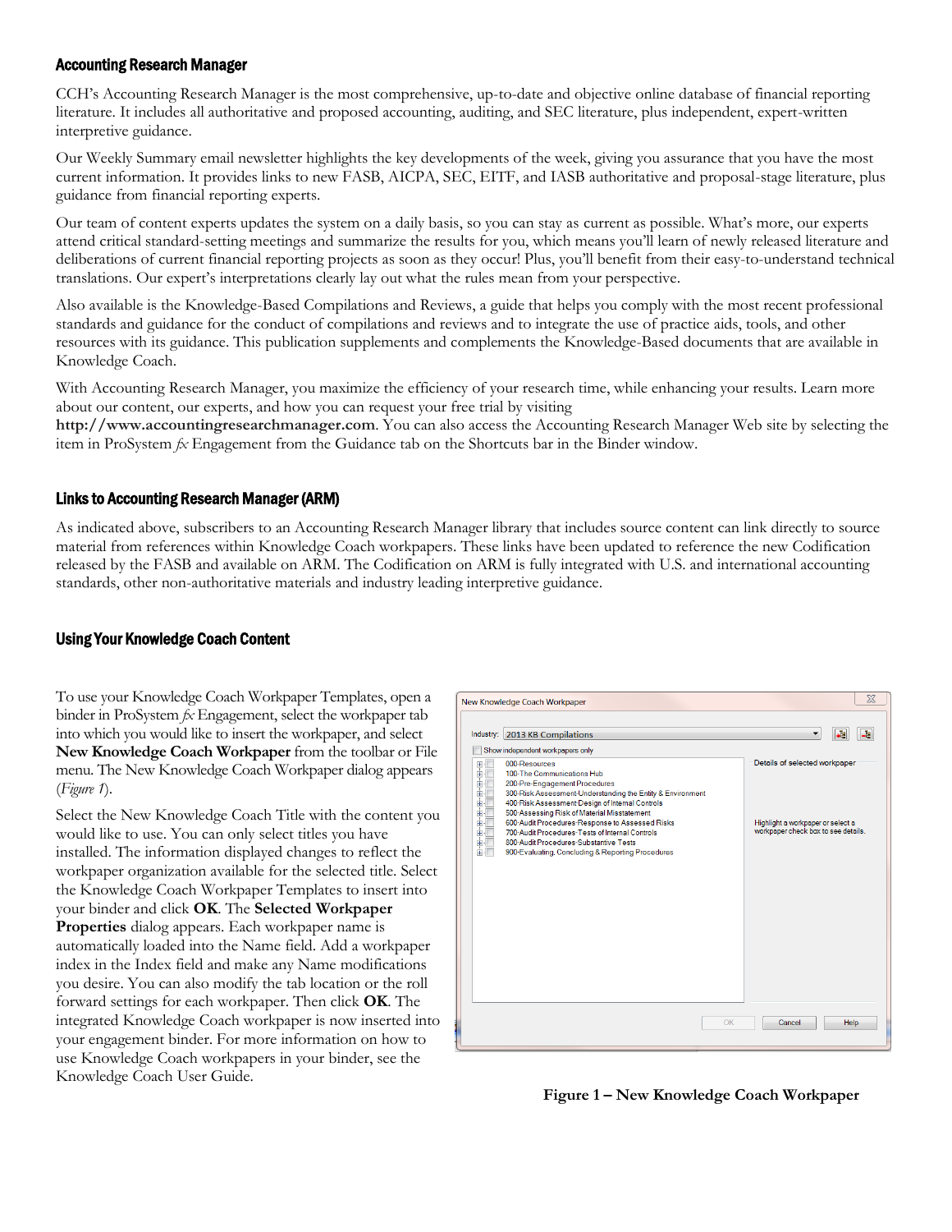### Accounting Research Manager

CCH's Accounting Research Manager is the most comprehensive, up-to-date and objective online database of financial reporting literature. It includes all authoritative and proposed accounting, auditing, and SEC literature, plus independent, expert-written interpretive guidance.

Our Weekly Summary email newsletter highlights the key developments of the week, giving you assurance that you have the most current information. It provides links to new FASB, AICPA, SEC, EITF, and IASB authoritative and proposal-stage literature, plus guidance from financial reporting experts.

Our team of content experts updates the system on a daily basis, so you can stay as current as possible. What's more, our experts attend critical standard-setting meetings and summarize the results for you, which means you'll learn of newly released literature and deliberations of current financial reporting projects as soon as they occur! Plus, you'll benefit from their easy-to-understand technical translations. Our expert's interpretations clearly lay out what the rules mean from your perspective.

Also available is the Knowledge-Based Compilations and Reviews, a guide that helps you comply with the most recent professional standards and guidance for the conduct of compilations and reviews and to integrate the use of practice aids, tools, and other resources with its guidance. This publication supplements and complements the Knowledge-Based documents that are available in Knowledge Coach.

With Accounting Research Manager, you maximize the efficiency of your research time, while enhancing your results. Learn more about our content, our experts, and how you can request your free trial by visiting **http://www.accountingresearchmanager.com**. You can also access the Accounting Research Manager Web site by selecting the item in ProSystem *fx* Engagement from the Guidance tab on the Shortcuts bar in the Binder window.

### Links to Accounting Research Manager (ARM)

As indicated above, subscribers to an Accounting Research Manager library that includes source content can link directly to source material from references within Knowledge Coach workpapers. These links have been updated to reference the new Codification released by the FASB and available on ARM. The Codification on ARM is fully integrated with U.S. and international accounting standards, other non-authoritative materials and industry leading interpretive guidance.

### Using Your Knowledge Coach Content

To use your Knowledge Coach Workpaper Templates, open a binder in ProSystem *fx* Engagement, select the workpaper tab into which you would like to insert the workpaper, and select **New Knowledge Coach Workpaper** from the toolbar or File menu. The New Knowledge Coach Workpaper dialog appears (*Figure 1*).

Select the New Knowledge Coach Title with the content you would like to use. You can only select titles you have installed. The information displayed changes to reflect the workpaper organization available for the selected title. Select the Knowledge Coach Workpaper Templates to insert into your binder and click **OK**. The **Selected Workpaper Properties** dialog appears. Each workpaper name is automatically loaded into the Name field. Add a workpaper index in the Index field and make any Name modifications you desire. You can also modify the tab location or the roll forward settings for each workpaper. Then click **OK**. The integrated Knowledge Coach workpaper is now inserted into your engagement binder. For more information on how to use Knowledge Coach workpapers in your binder, see the Knowledge Coach User Guide.

**Figure 1 – New Knowledge Coach Workpaper**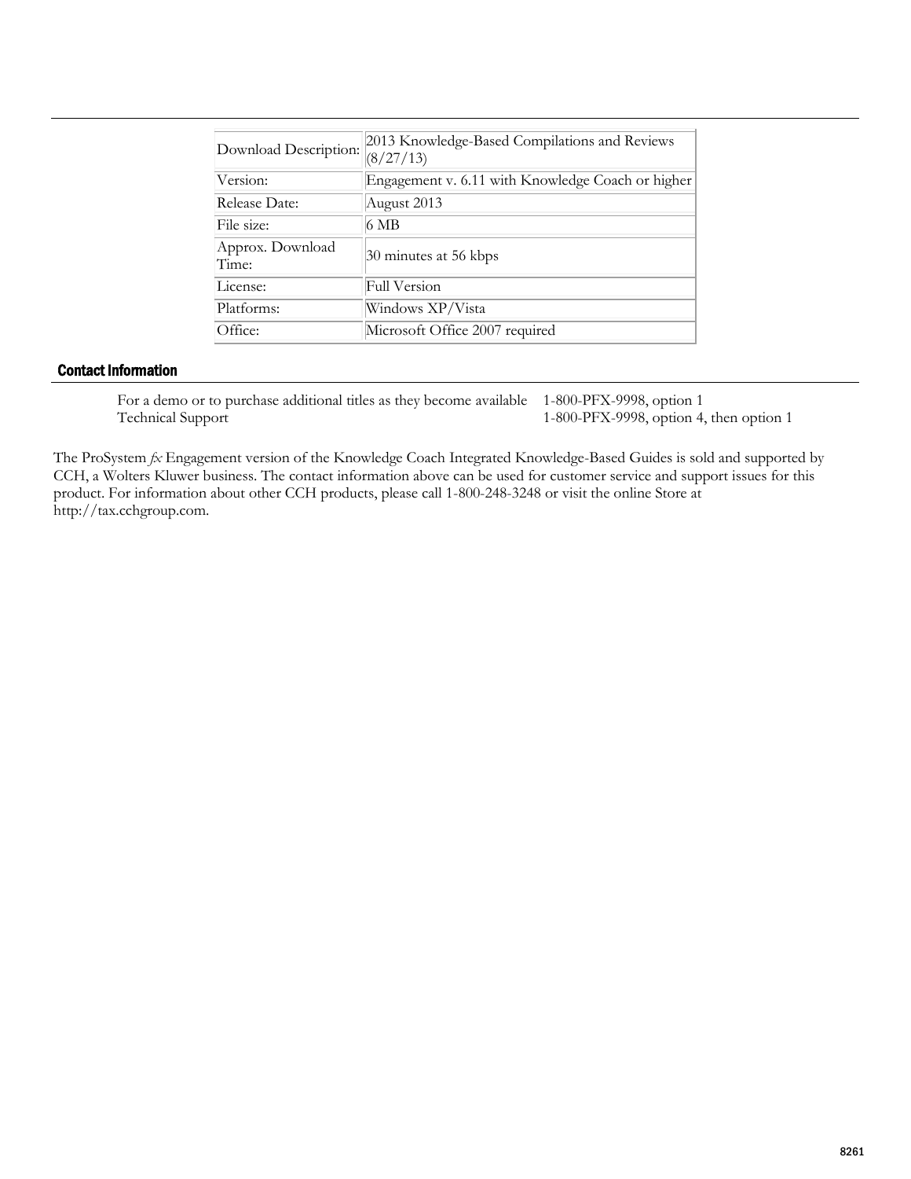| | |
|---|---|
| Download Description: | 2013 Knowledge-Based Compilations and Reviews (8/27/13) |
| Version: | Engagement v. 6.11 with Knowledge Coach or higher |
| Release Date: | August 2013 |
| File size: | 6 MB |
| Approx. Download Time: | 30 minutes at 56 kbps |
| License: | Full Version |
| Platforms: | Windows XP/Vista |
| Office: | Microsoft Office 2007 required |

## Contact Information

| | |
|---|---|
| For a demo or to purchase additional titles as they become available | 1-800-PFX-9998, option 1 |
| Technical Support | 1-800-PFX-9998, option 4, then option 1 |

The ProSystem *fx* Engagement version of the Knowledge Coach Integrated Knowledge-Based Guides is sold and supported by CCH, a Wolters Kluwer business. The contact information above can be used for customer service and support issues for this product. For information about other CCH products, please call 1-800-248-3248 or visit the online Store at http://tax.cchgroup.com.

8261